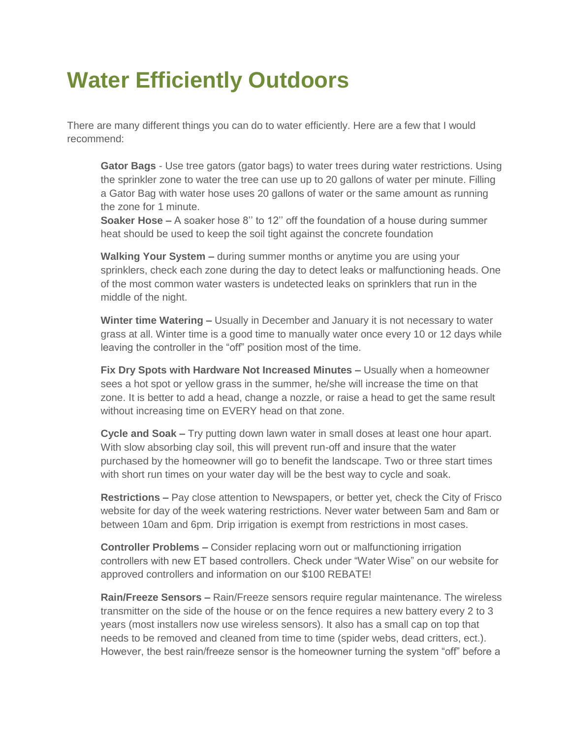# Water Efficiently Outdoors

There are many different things you can do to water efficiently. Here are a few that I would recommend:

**Gator Bags** - Use tree gators (gator bags) to water trees during water restrictions. Using the sprinkler zone to water the tree can use up to 20 gallons of water per minute. Filling a Gator Bag with water hose uses 20 gallons of water or the same amount as running the zone for 1 minute.
**Soaker Hose –** A soaker hose 8'' to 12'' off the foundation of a house during summer heat should be used to keep the soil tight against the concrete foundation

**Walking Your System –** during summer months or anytime you are using your sprinklers, check each zone during the day to detect leaks or malfunctioning heads. One of the most common water wasters is undetected leaks on sprinklers that run in the middle of the night.

**Winter time Watering –** Usually in December and January it is not necessary to water grass at all. Winter time is a good time to manually water once every 10 or 12 days while leaving the controller in the "off" position most of the time.

**Fix Dry Spots with Hardware Not Increased Minutes –** Usually when a homeowner sees a hot spot or yellow grass in the summer, he/she will increase the time on that zone. It is better to add a head, change a nozzle, or raise a head to get the same result without increasing time on EVERY head on that zone.

**Cycle and Soak –** Try putting down lawn water in small doses at least one hour apart. With slow absorbing clay soil, this will prevent run-off and insure that the water purchased by the homeowner will go to benefit the landscape. Two or three start times with short run times on your water day will be the best way to cycle and soak.

**Restrictions –** Pay close attention to Newspapers, or better yet, check the City of Frisco website for day of the week watering restrictions. Never water between 5am and 8am or between 10am and 6pm. Drip irrigation is exempt from restrictions in most cases.

**Controller Problems –** Consider replacing worn out or malfunctioning irrigation controllers with new ET based controllers. Check under "Water Wise" on our website for approved controllers and information on our $100 REBATE!

**Rain/Freeze Sensors –** Rain/Freeze sensors require regular maintenance. The wireless transmitter on the side of the house or on the fence requires a new battery every 2 to 3 years (most installers now use wireless sensors). It also has a small cap on top that needs to be removed and cleaned from time to time (spider webs, dead critters, ect.). However, the best rain/freeze sensor is the homeowner turning the system "off" before a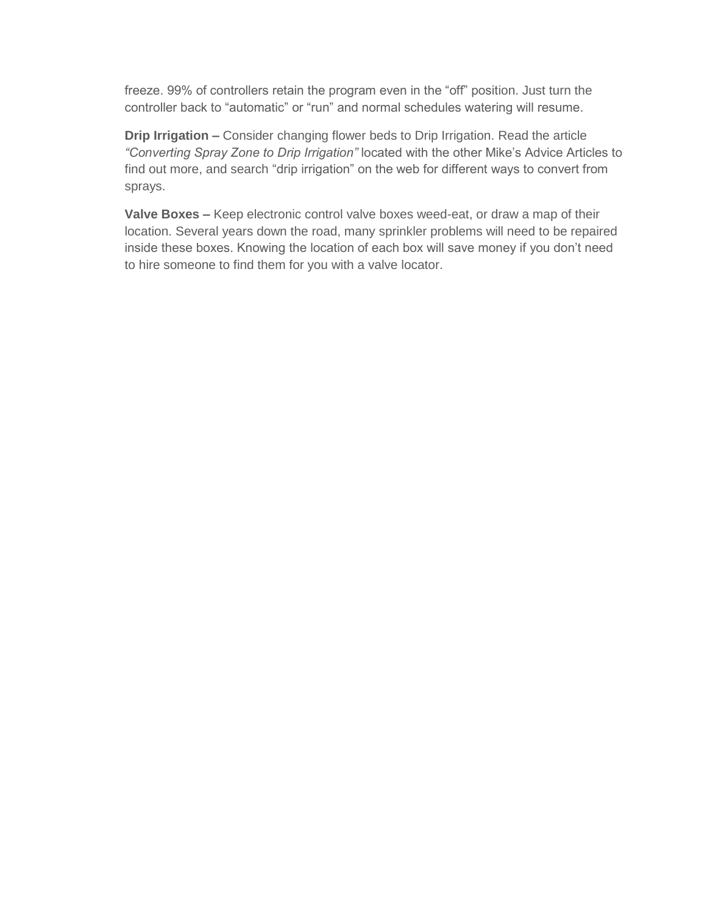freeze. 99% of controllers retain the program even in the "off" position. Just turn the controller back to "automatic" or "run" and normal schedules watering will resume.

**Drip Irrigation –** Consider changing flower beds to Drip Irrigation. Read the article *"Converting Spray Zone to Drip Irrigation"* located with the other Mike's Advice Articles to find out more, and search "drip irrigation" on the web for different ways to convert from sprays.

**Valve Boxes –** Keep electronic control valve boxes weed-eat, or draw a map of their location. Several years down the road, many sprinkler problems will need to be repaired inside these boxes. Knowing the location of each box will save money if you don't need to hire someone to find them for you with a valve locator.